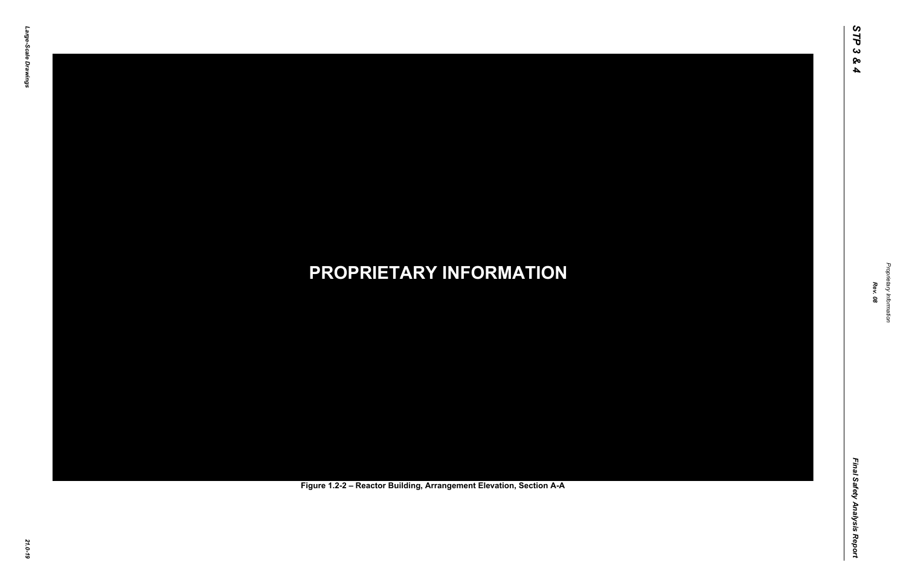PROPRIETARY INFORMATION

Figure 1.2-2 – Reactor Building, Arrangement Elevation, Section A-A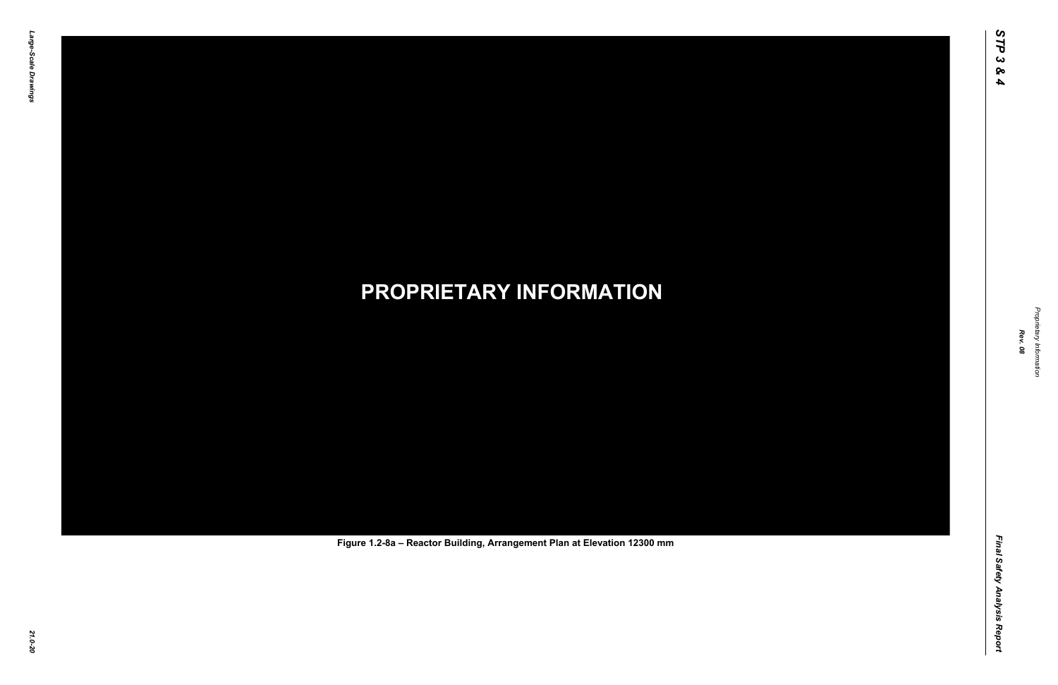PROPRIETARY INFORMATION

Figure 1.2-8a – Reactor Building, Arrangement Plan at Elevation 12300 mm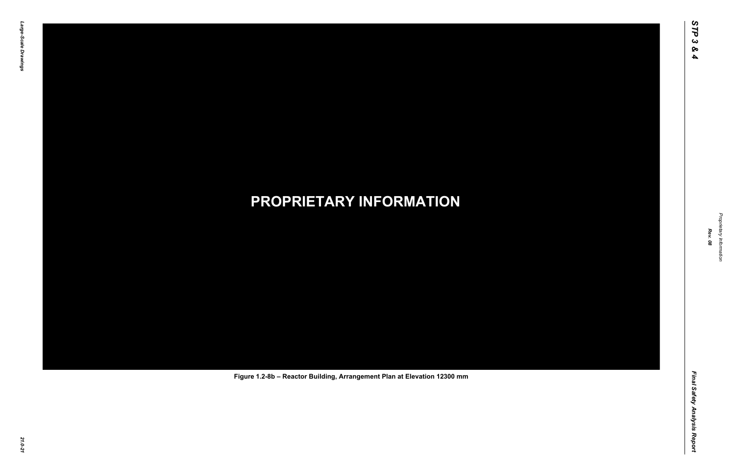**PROPRIETARY INFORMATION**

Figure 1.2-8b – Reactor Building, Arrangement Plan at Elevation 12300 mm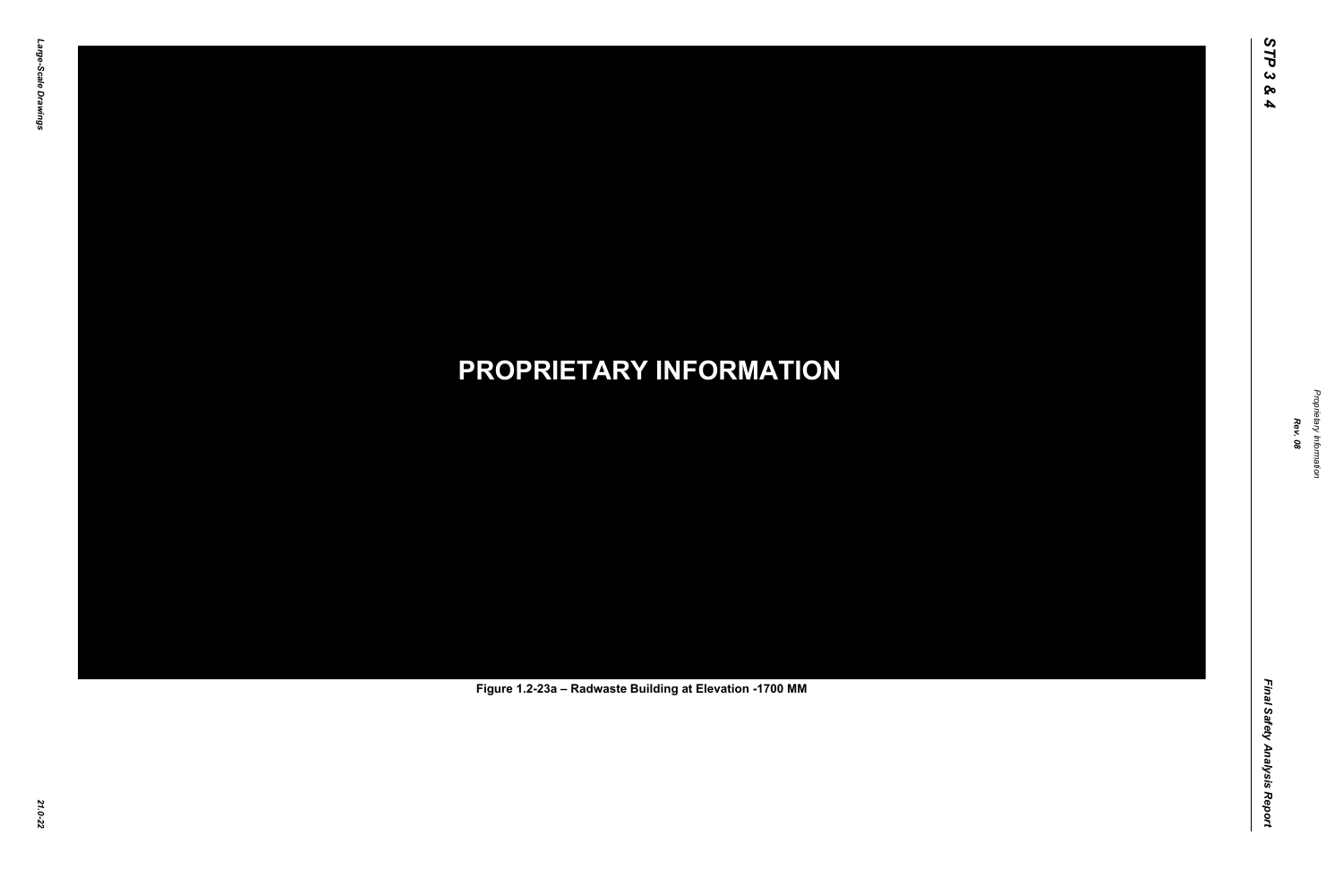PROPRIETARY INFORMATION

Figure 1.2-23a – Radwaste Building at Elevation -1700 MM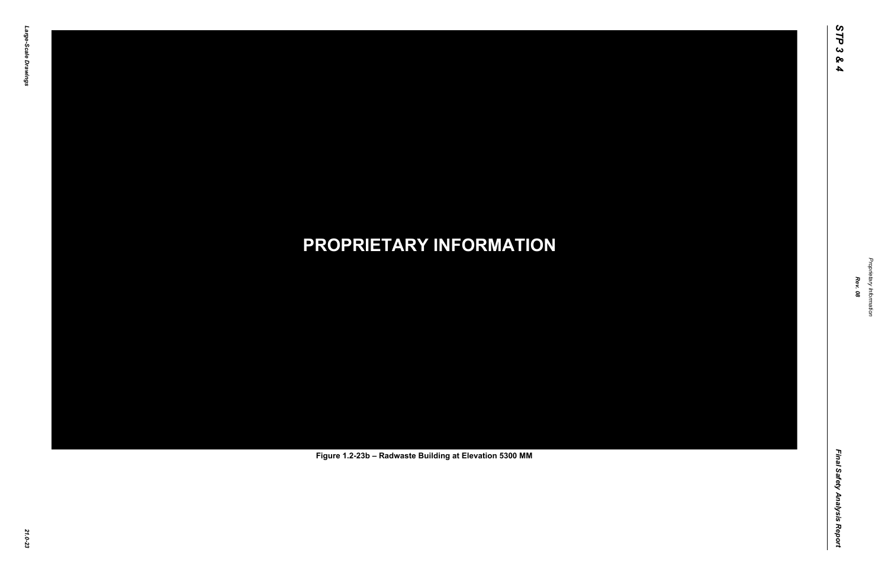**PROPRIETARY INFORMATION**

Figure 1.2-23b – Radwaste Building at Elevation 5300 MM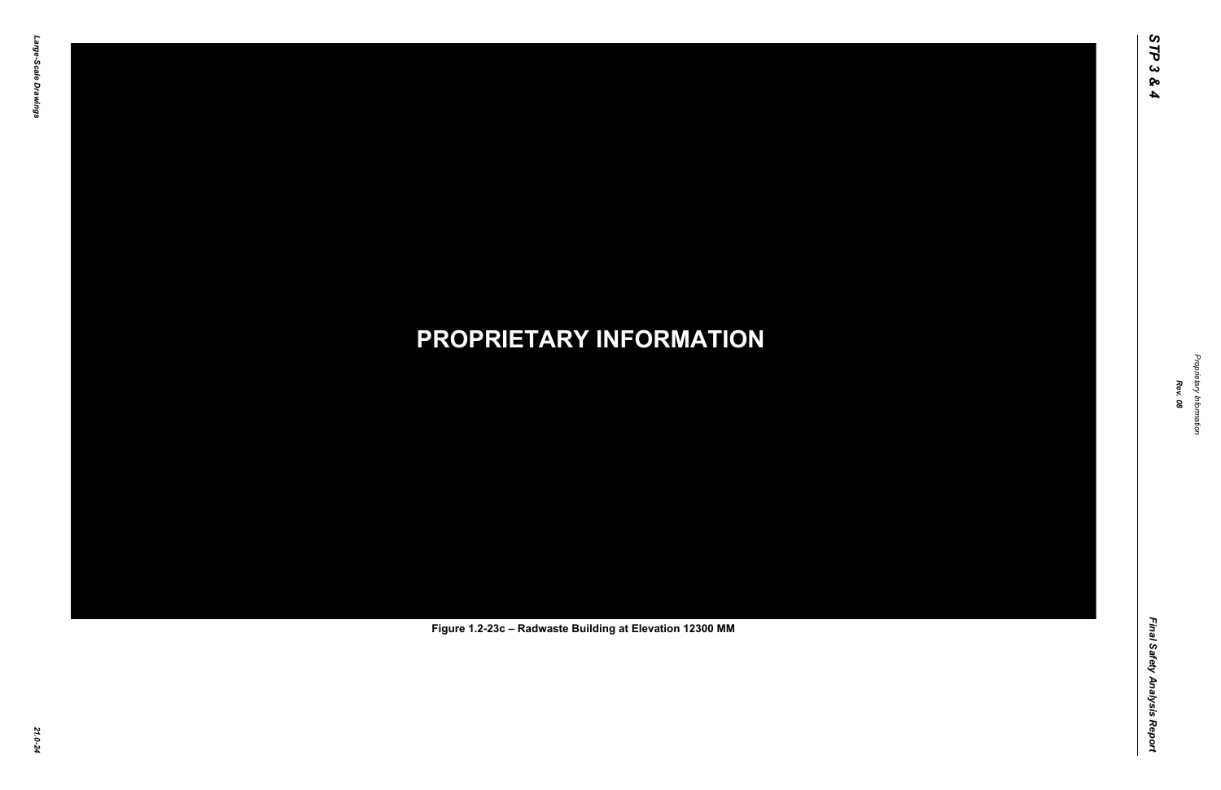**PROPRIETARY INFORMATION**

Figure 1.2-23c – Radwaste Building at Elevation 12300 MM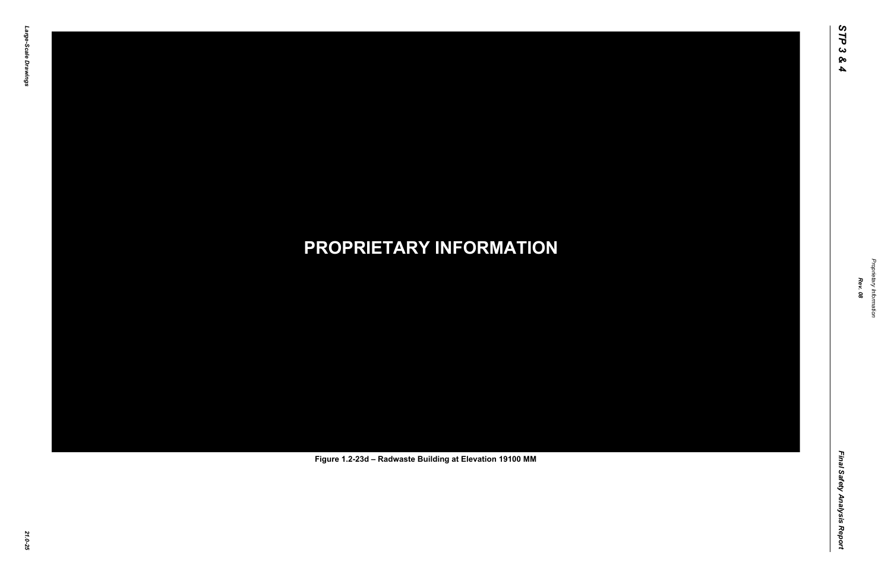**PROPRIETARY INFORMATION**

Figure 1.2-23d – Radwaste Building at Elevation 19100 MM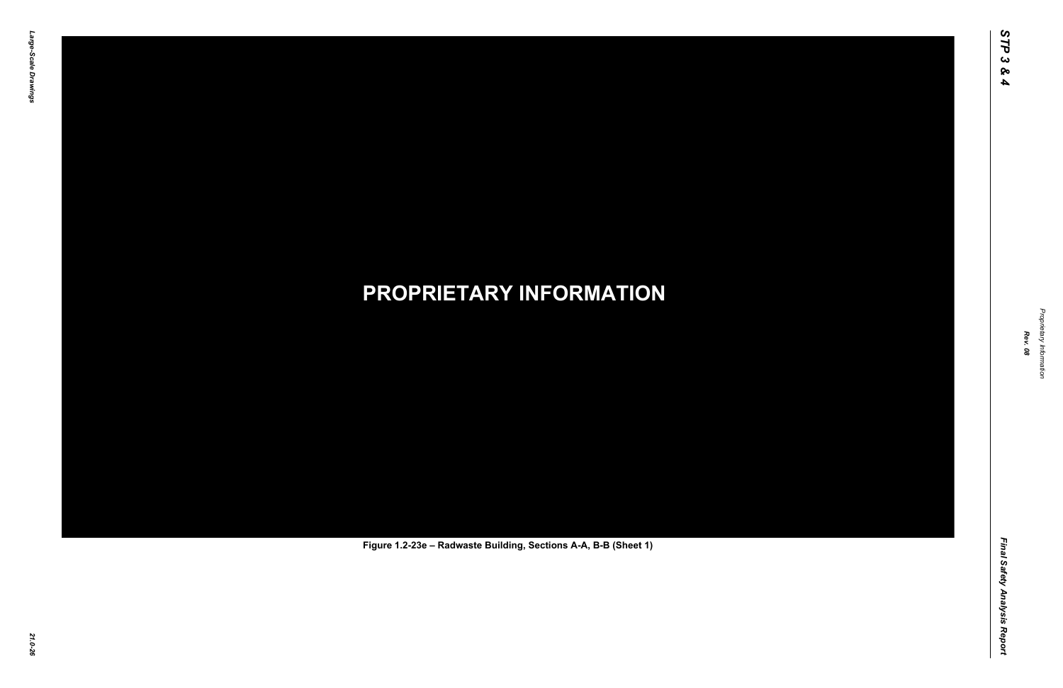**PROPRIETARY INFORMATION**

Figure 1.2-23e – Radwaste Building, Sections A-A, B-B (Sheet 1)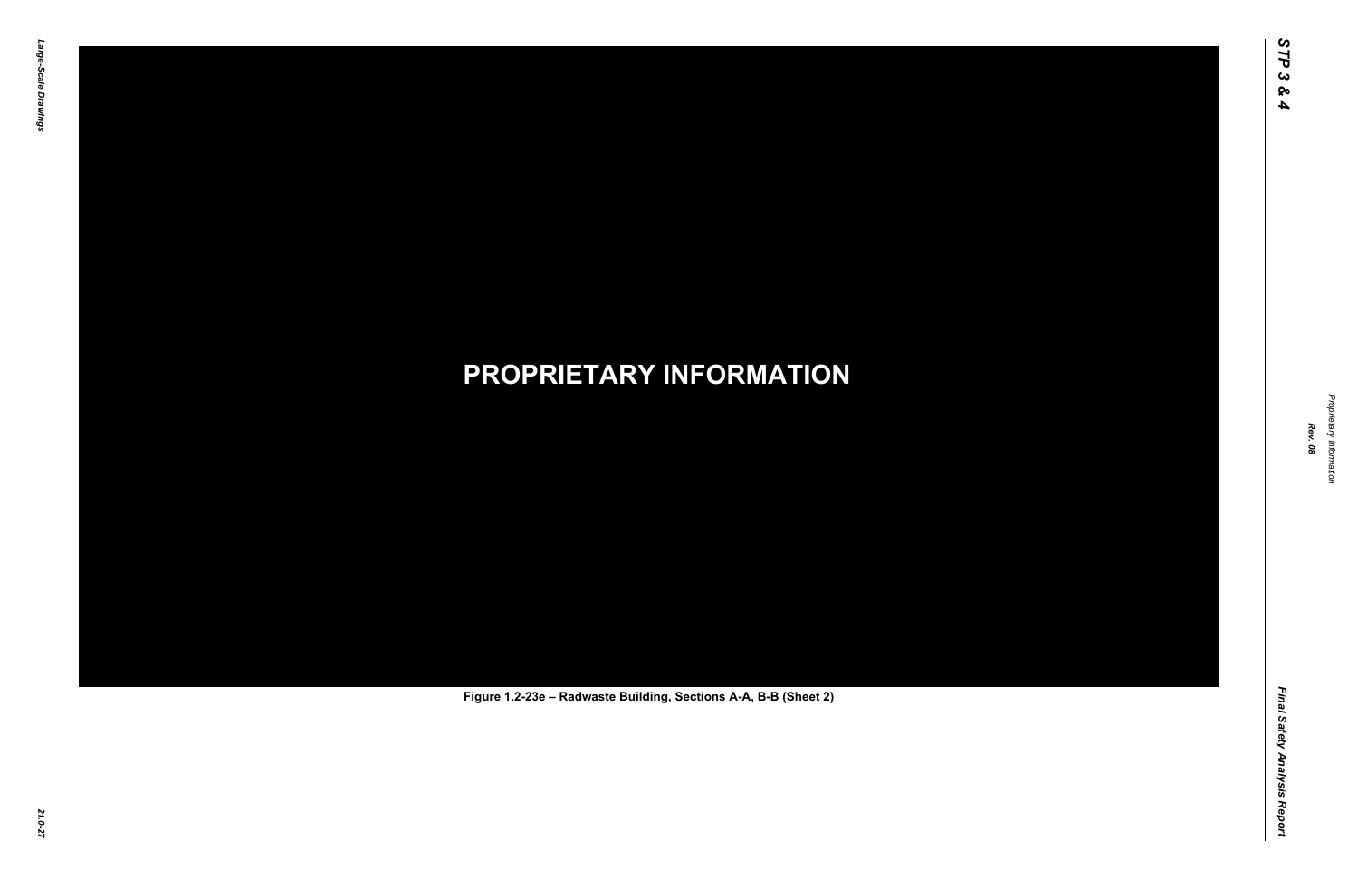**PROPRIETARY INFORMATION**

Figure 1.2-23e – Radwaste Building, Sections A-A, B-B (Sheet 2)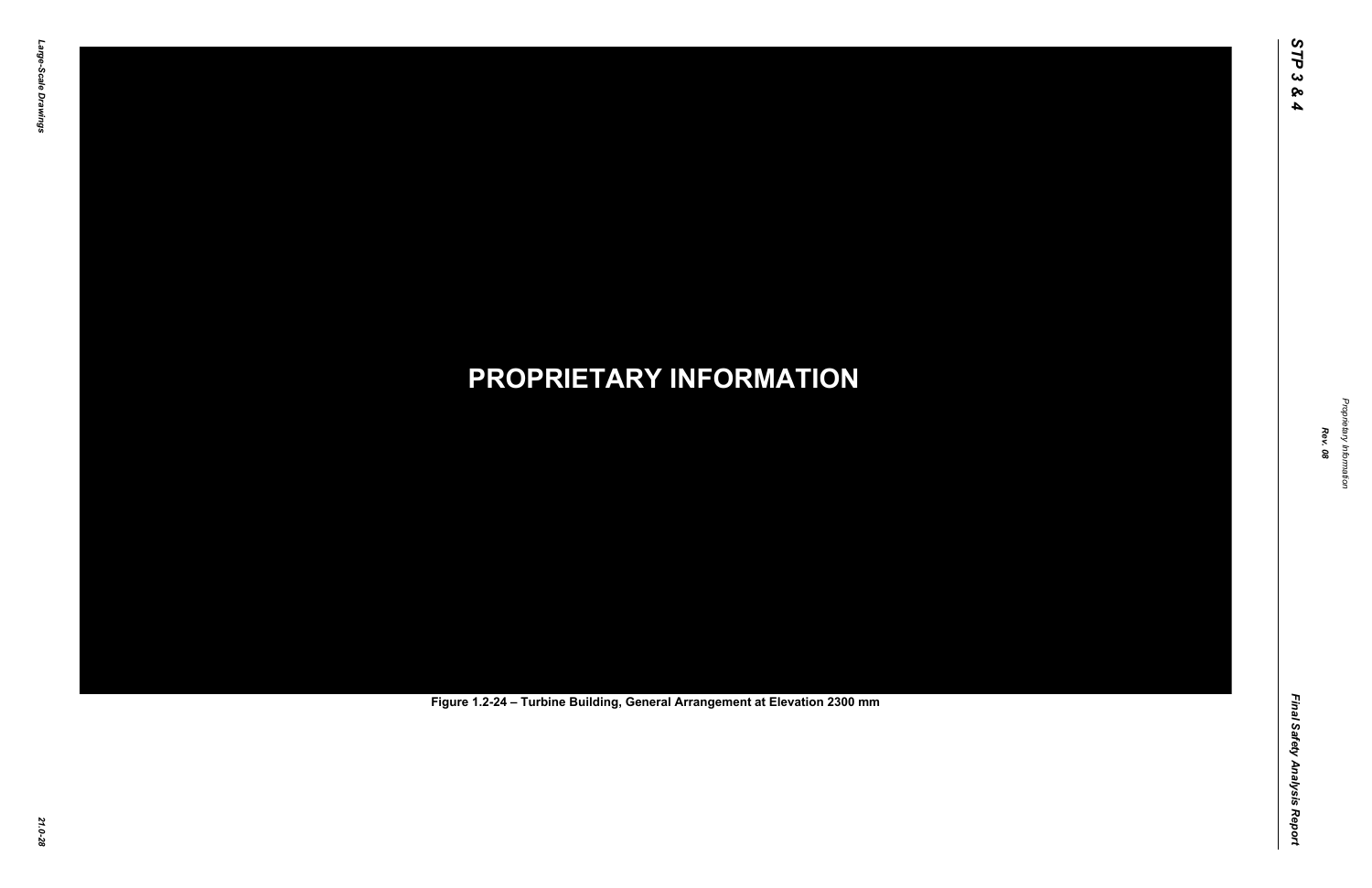**PROPRIETARY INFORMATION**

Figure 1.2-24 – Turbine Building, General Arrangement at Elevation 2300 mm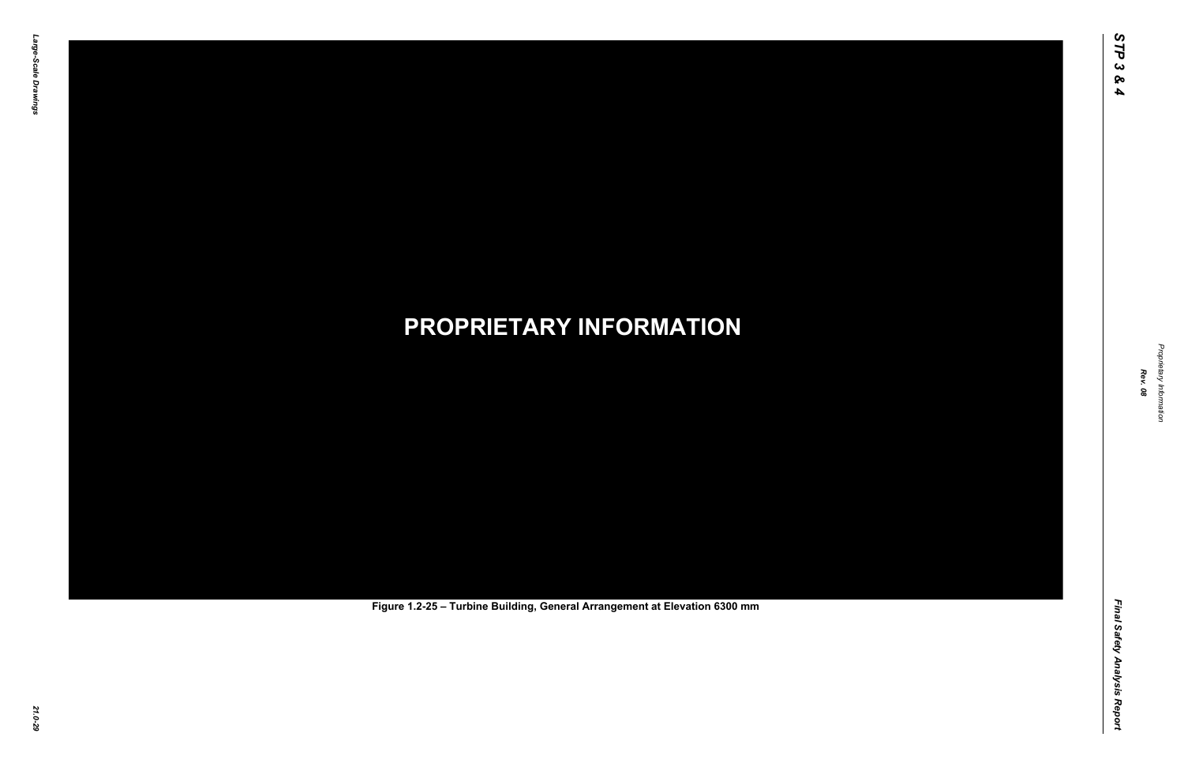PROPRIETARY INFORMATION

Figure 1.2-25 – Turbine Building, General Arrangement at Elevation 6300 mm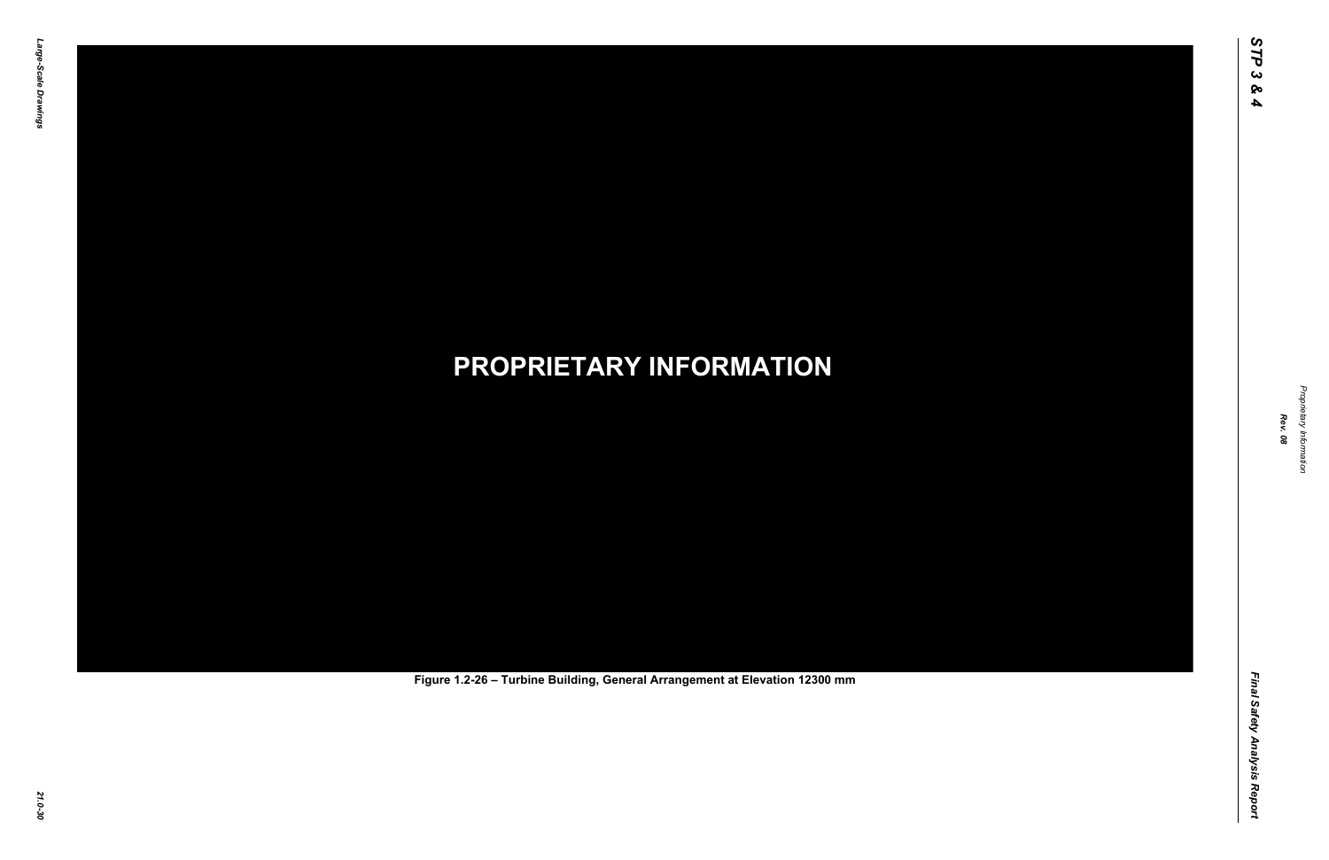**PROPRIETARY INFORMATION**

Figure 1.2-26 – Turbine Building, General Arrangement at Elevation 12300 mm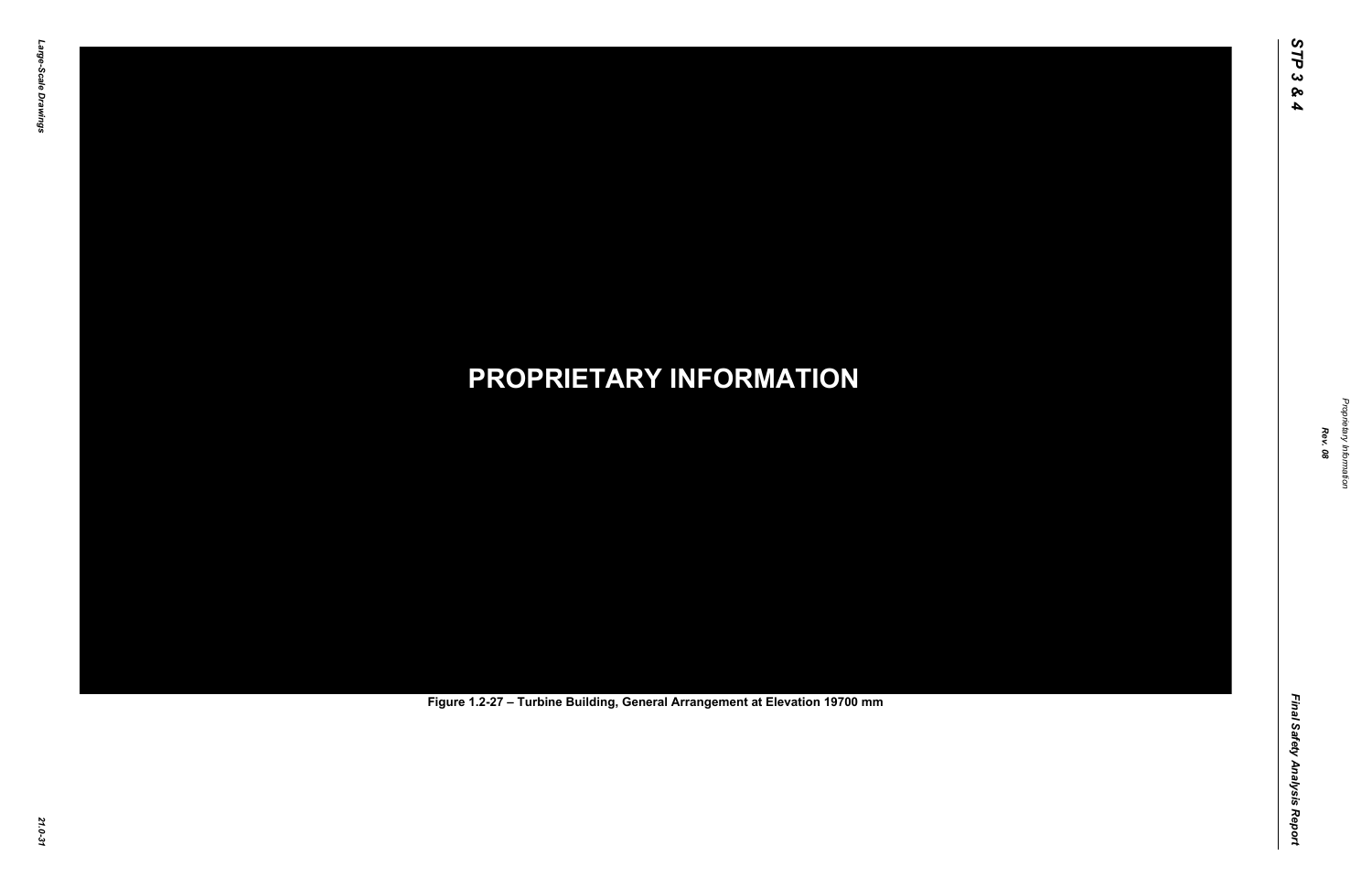**PROPRIETARY INFORMATION**

Figure 1.2-27 – Turbine Building, General Arrangement at Elevation 19700 mm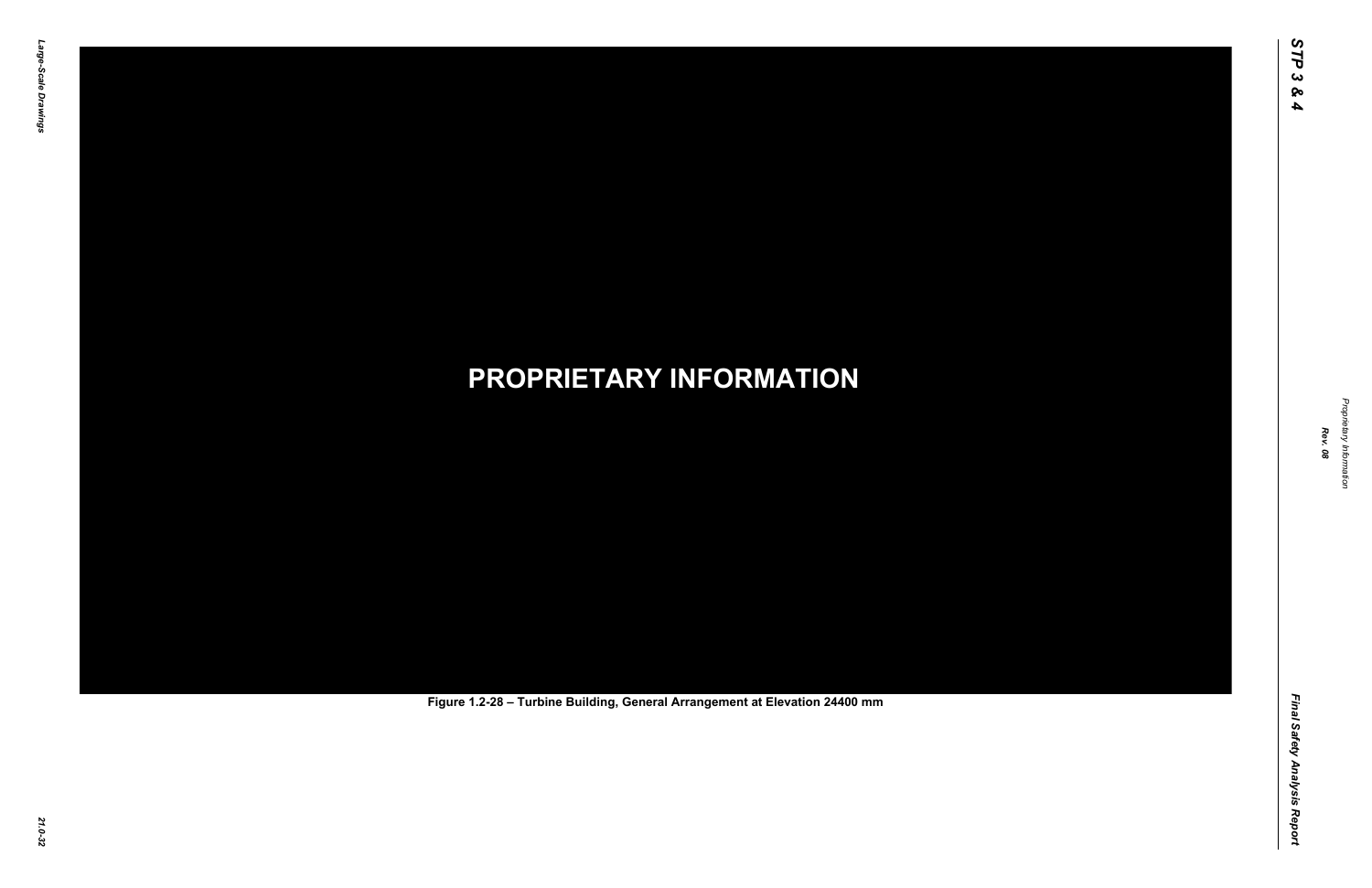PROPRIETARY INFORMATION

Figure 1.2-28 – Turbine Building, General Arrangement at Elevation 24400 mm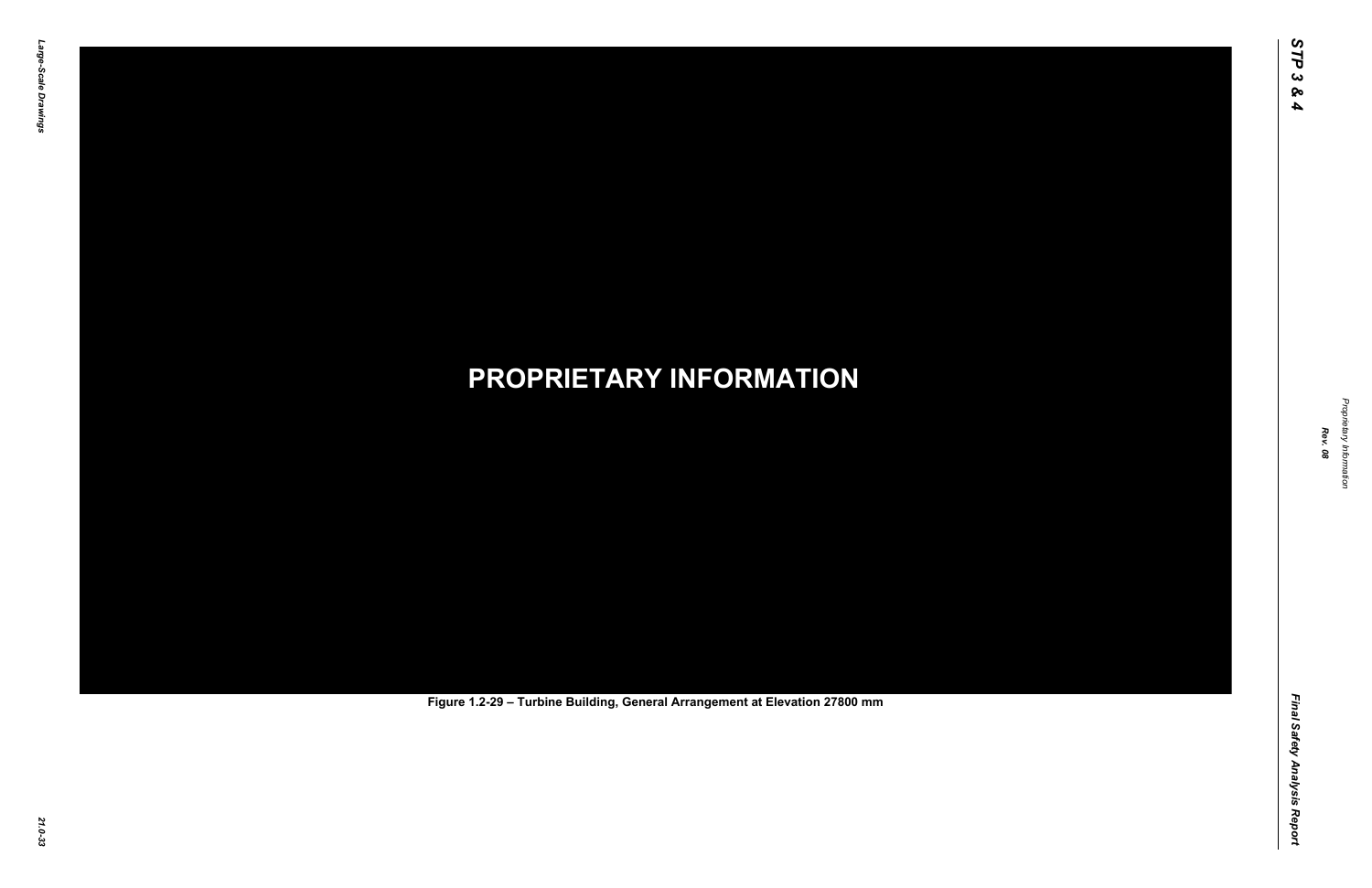**PROPRIETARY INFORMATION**

Figure 1.2-29 – Turbine Building, General Arrangement at Elevation 27800 mm